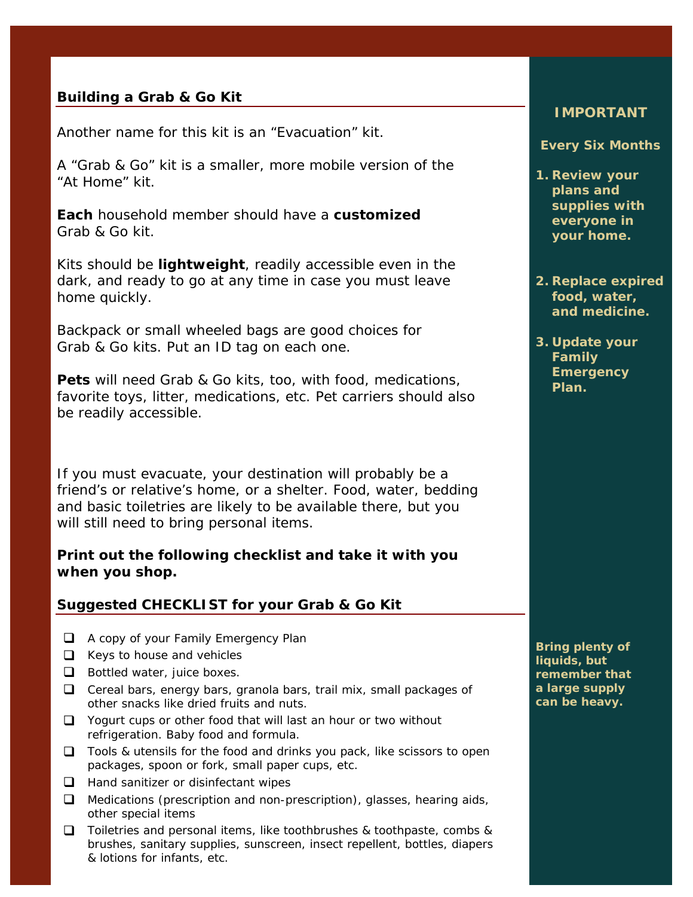## Building a Grab & Go Kit

Another name for this kit is an "Evacuation" kit.

A "Grab & Go" kit is a smaller, more mobile version of the "At Home" kit.

**Each** household member should have a **customized** Grab & Go kit.

Kits should be **lightweight**, readily accessible even in the dark, and ready to go at any time in case you must leave home quickly.

Backpack or small wheeled bags are good choices for Grab & Go kits. Put an ID tag on each one.

**Pets** will need Grab & Go kits, too, with food, medications, favorite toys, litter, medications, etc. Pet carriers should also be readily accessible.

If you must evacuate, your destination will probably be a friend's or relative's home, or a shelter. Food, water, bedding and basic toiletries are likely to be available there, but you will still need to bring personal items.

**Print out the following checklist and take it with you when you shop.**

**IMPORTANT**

**Every Six Months**

1. **Review your plans and supplies with everyone in your home.**
2. **Replace expired food, water, and medicine.**
3. **Update your Family Emergency Plan.**

## Suggested CHECKLIST for your Grab & Go Kit

- ❑ A copy of your Family Emergency Plan
- ❑ Keys to house and vehicles
- ❑ Bottled water, juice boxes.
- ❑ Cereal bars, energy bars, granola bars, trail mix, small packages of other snacks like dried fruits and nuts.
- ❑ Yogurt cups or other food that will last an hour or two without refrigeration. Baby food and formula.
- ❑ Tools & utensils for the food and drinks you pack, like scissors to open packages, spoon or fork, small paper cups, etc.
- ❑ Hand sanitizer or disinfectant wipes
- ❑ Medications (prescription and non-prescription), glasses, hearing aids, other special items
- ❑ Toiletries and personal items, like toothbrushes & toothpaste, combs & brushes, sanitary supplies, sunscreen, insect repellent, bottles, diapers & lotions for infants, etc.

**Bring plenty of liquids, but remember that a large supply can be heavy.**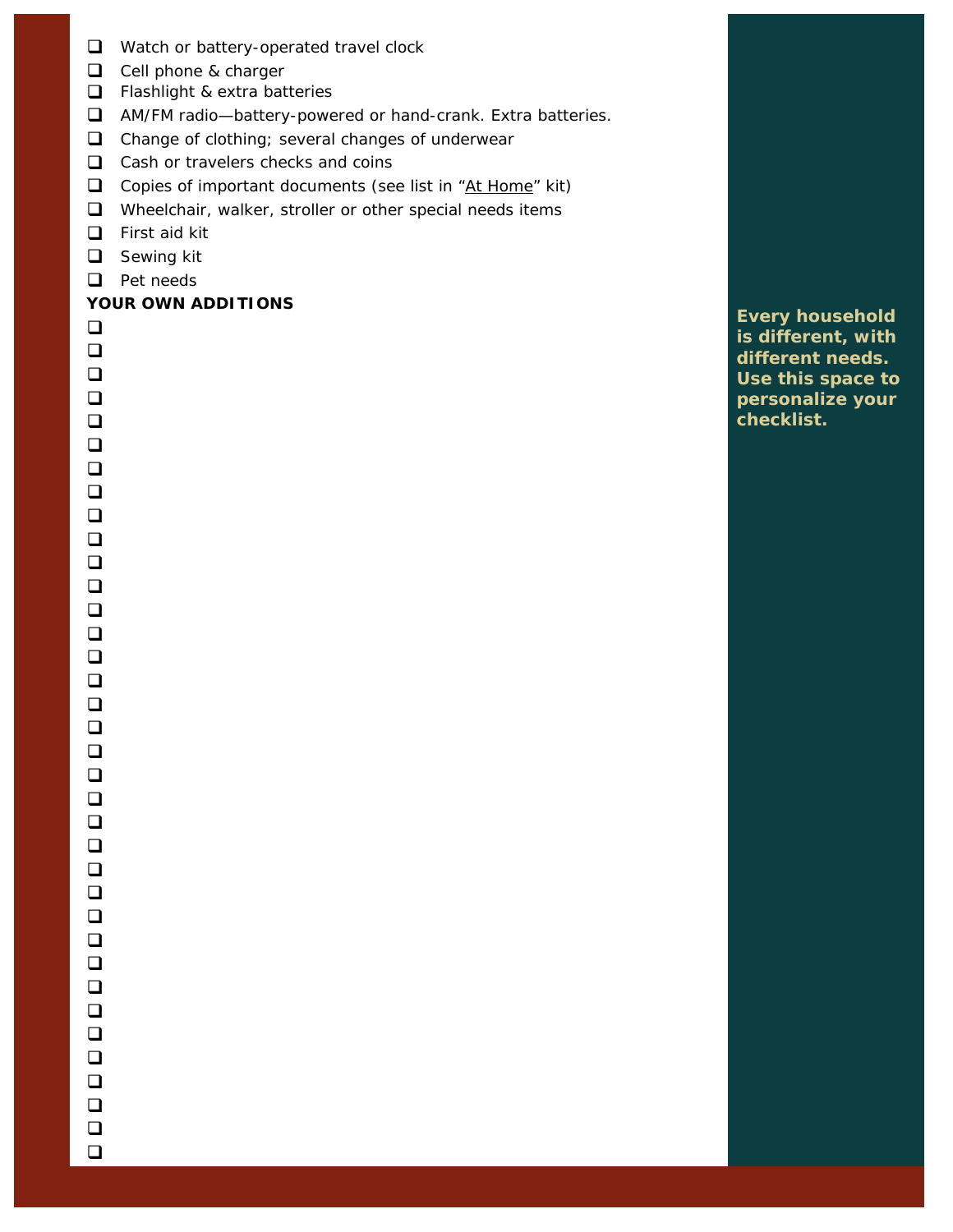- ❑ Watch or battery-operated travel clock
- ❑ Cell phone & charger
- ❑ Flashlight & extra batteries
- ❑ AM/FM radio—battery-powered or hand-crank. Extra batteries.
- ❑ Change of clothing; several changes of underwear
- ❑ Cash or travelers checks and coins
- ❑ Copies of important documents (see list in "At Home" kit)
- ❑ Wheelchair, walker, stroller or other special needs items
- ❑ First aid kit
- ❑ Sewing kit
- ❑ Pet needs

**YOUR OWN ADDITIONS**

- ❑
- ❑
- ❑
- ❑
- ❑
- ❑
- ❑
- ❑
- ❑
- ❑
- ❑
- ❑
- ❑
- ❑
- ❑
- ❑
- ❑
- ❑
- ❑
- ❑
- ❑
- ❑
- ❑
- ❑
- ❑
- ❑
- ❑
- ❑
- ❑
- ❑
- ❑
- ❑
- ❑
- ❑
- ❑
- ❑
- ❑

**Every household is different, with different needs. Use this space to personalize your checklist.**